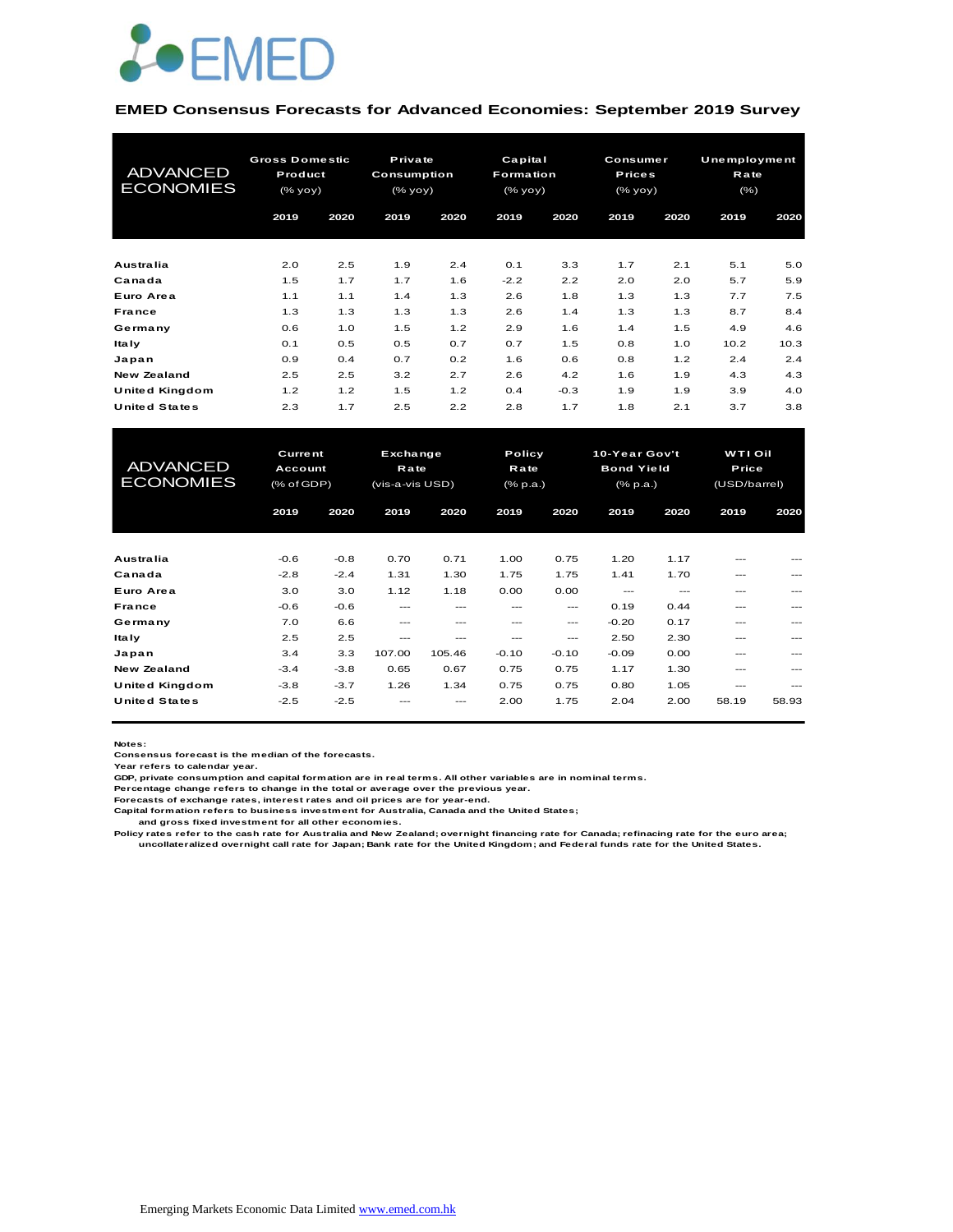EMED

## EMED Consensus Forecasts for Advanced Economies: September 2019 Survey

| ADVANCED ECONOMIES | Gross Domestic Product (% yoy) | | Private Consumption (% yoy) | | Capital Formation (% yoy) | | Consumer Prices (% yoy) | | Unemployment Rate (%) | |
|---|---|---|---|---|---|---|---|---|---|---|
| | 2019 | 2020 | 2019 | 2020 | 2019 | 2020 | 2019 | 2020 | 2019 | 2020 |
| **Australia** | 2.0 | 2.5 | 1.9 | 2.4 | 0.1 | 3.3 | 1.7 | 2.1 | 5.1 | 5.0 |
| **Canada** | 1.5 | 1.7 | 1.7 | 1.6 | -2.2 | 2.2 | 2.0 | 2.0 | 5.7 | 5.9 |
| **Euro Area** | 1.1 | 1.1 | 1.4 | 1.3 | 2.6 | 1.8 | 1.3 | 1.3 | 7.7 | 7.5 |
| **France** | 1.3 | 1.3 | 1.3 | 1.3 | 2.6 | 1.4 | 1.3 | 1.3 | 8.7 | 8.4 |
| **Germany** | 0.6 | 1.0 | 1.5 | 1.2 | 2.9 | 1.6 | 1.4 | 1.5 | 4.9 | 4.6 |
| **Italy** | 0.1 | 0.5 | 0.5 | 0.7 | 0.7 | 1.5 | 0.8 | 1.0 | 10.2 | 10.3 |
| **Japan** | 0.9 | 0.4 | 0.7 | 0.2 | 1.6 | 0.6 | 0.8 | 1.2 | 2.4 | 2.4 |
| **New Zealand** | 2.5 | 2.5 | 3.2 | 2.7 | 2.6 | 4.2 | 1.6 | 1.9 | 4.3 | 4.3 |
| **United Kingdom** | 1.2 | 1.2 | 1.5 | 1.2 | 0.4 | -0.3 | 1.9 | 1.9 | 3.9 | 4.0 |
| **United States** | 2.3 | 1.7 | 2.5 | 2.2 | 2.8 | 1.7 | 1.8 | 2.1 | 3.7 | 3.8 |

| ADVANCED ECONOMIES | Current Account (% of GDP) | | Exchange Rate (vis-a-vis USD) | | Policy Rate (% p.a.) | | 10-Year Gov't Bond Yield (% p.a.) | | WTI Oil Price (USD/barrel) | |
|---|---|---|---|---|---|---|---|---|---|---|
| | 2019 | 2020 | 2019 | 2020 | 2019 | 2020 | 2019 | 2020 | 2019 | 2020 |
| **Australia** | -0.6 | -0.8 | 0.70 | 0.71 | 1.00 | 0.75 | 1.20 | 1.17 | --- | --- |
| **Canada** | -2.8 | -2.4 | 1.31 | 1.30 | 1.75 | 1.75 | 1.41 | 1.70 | --- | --- |
| **Euro Area** | 3.0 | 3.0 | 1.12 | 1.18 | 0.00 | 0.00 | --- | --- | --- | --- |
| **France** | -0.6 | -0.6 | --- | --- | --- | --- | 0.19 | 0.44 | --- | --- |
| **Germany** | 7.0 | 6.6 | --- | --- | --- | --- | -0.20 | 0.17 | --- | --- |
| **Italy** | 2.5 | 2.5 | --- | --- | --- | --- | 2.50 | 2.30 | --- | --- |
| **Japan** | 3.4 | 3.3 | 107.00 | 105.46 | -0.10 | -0.10 | -0.09 | 0.00 | --- | --- |
| **New Zealand** | -3.4 | -3.8 | 0.65 | 0.67 | 0.75 | 0.75 | 1.17 | 1.30 | --- | --- |
| **United Kingdom** | -3.8 | -3.7 | 1.26 | 1.34 | 0.75 | 0.75 | 0.80 | 1.05 | --- | --- |
| **United States** | -2.5 | -2.5 | --- | --- | 2.00 | 1.75 | 2.04 | 2.00 | 58.19 | 58.93 |

**Notes:**
Consensus forecast is the median of the forecasts.
Year refers to calendar year.
GDP, private consumption and capital formation are in real terms. All other variables are in nominal terms.
Percentage change refers to change in the total or average over the previous year.
Forecasts of exchange rates, interest rates and oil prices are for year-end.
Capital formation refers to business investment for Australia, Canada and the United States;
and gross fixed investment for all other economies.
Policy rates refer to the cash rate for Australia and New Zealand; overnight financing rate for Canada; refinacing rate for the euro area;
uncollateralized overnight call rate for Japan; Bank rate for the United Kingdom; and Federal funds rate for the United States.

Emerging Markets Economic Data Limited www.emed.com.hk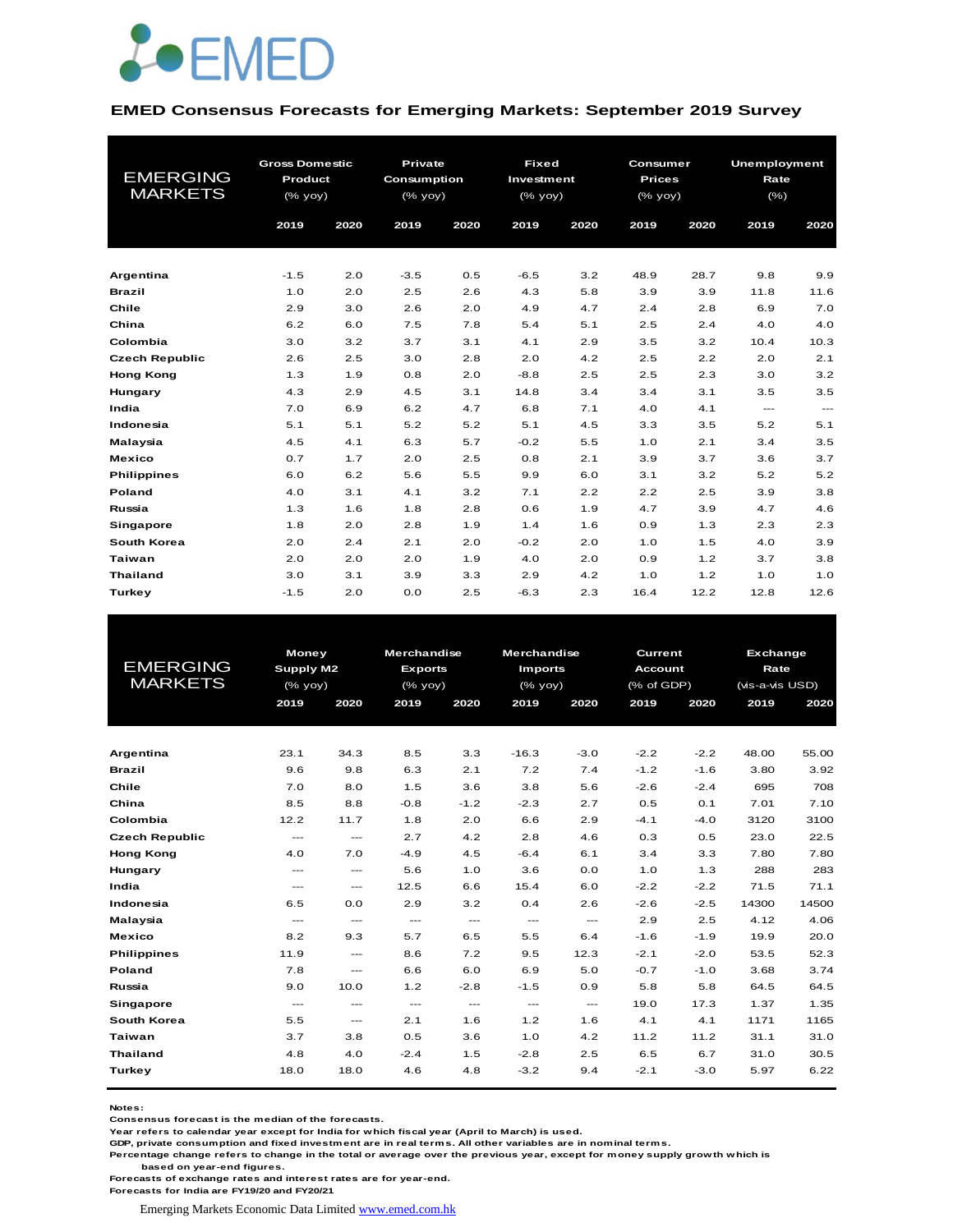EMED

## EMED Consensus Forecasts for Emerging Markets: September 2019 Survey

| EMERGING MARKETS | Gross Domestic Product (% yoy) | | Private Consumption (% yoy) | | Fixed Investment (% yoy) | | Consumer Prices (% yoy) | | Unemployment Rate (%) | |
|---|---|---|---|---|---|---|---|---|---|---|
| | 2019 | 2020 | 2019 | 2020 | 2019 | 2020 | 2019 | 2020 | 2019 | 2020 |
| **Argentina** | -1.5 | 2.0 | -3.5 | 0.5 | -6.5 | 3.2 | 48.9 | 28.7 | 9.8 | 9.9 |
| **Brazil** | 1.0 | 2.0 | 2.5 | 2.6 | 4.3 | 5.8 | 3.9 | 3.9 | 11.8 | 11.6 |
| **Chile** | 2.9 | 3.0 | 2.6 | 2.0 | 4.9 | 4.7 | 2.4 | 2.8 | 6.9 | 7.0 |
| **China** | 6.2 | 6.0 | 7.5 | 7.8 | 5.4 | 5.1 | 2.5 | 2.4 | 4.0 | 4.0 |
| **Colombia** | 3.0 | 3.2 | 3.7 | 3.1 | 4.1 | 2.9 | 3.5 | 3.2 | 10.4 | 10.3 |
| **Czech Republic** | 2.6 | 2.5 | 3.0 | 2.8 | 2.0 | 4.2 | 2.5 | 2.2 | 2.0 | 2.1 |
| **Hong Kong** | 1.3 | 1.9 | 0.8 | 2.0 | -8.8 | 2.5 | 2.5 | 2.3 | 3.0 | 3.2 |
| **Hungary** | 4.3 | 2.9 | 4.5 | 3.1 | 14.8 | 3.4 | 3.4 | 3.1 | 3.5 | 3.5 |
| **India** | 7.0 | 6.9 | 6.2 | 4.7 | 6.8 | 7.1 | 4.0 | 4.1 | --- | --- |
| **Indonesia** | 5.1 | 5.1 | 5.2 | 5.2 | 5.1 | 4.5 | 3.3 | 3.5 | 5.2 | 5.1 |
| **Malaysia** | 4.5 | 4.1 | 6.3 | 5.7 | -0.2 | 5.5 | 1.0 | 2.1 | 3.4 | 3.5 |
| **Mexico** | 0.7 | 1.7 | 2.0 | 2.5 | 0.8 | 2.1 | 3.9 | 3.7 | 3.6 | 3.7 |
| **Philippines** | 6.0 | 6.2 | 5.6 | 5.5 | 9.9 | 6.0 | 3.1 | 3.2 | 5.2 | 5.2 |
| **Poland** | 4.0 | 3.1 | 4.1 | 3.2 | 7.1 | 2.2 | 2.2 | 2.5 | 3.9 | 3.8 |
| **Russia** | 1.3 | 1.6 | 1.8 | 2.8 | 0.6 | 1.9 | 4.7 | 3.9 | 4.7 | 4.6 |
| **Singapore** | 1.8 | 2.0 | 2.8 | 1.9 | 1.4 | 1.6 | 0.9 | 1.3 | 2.3 | 2.3 |
| **South Korea** | 2.0 | 2.4 | 2.1 | 2.0 | -0.2 | 2.0 | 1.0 | 1.5 | 4.0 | 3.9 |
| **Taiwan** | 2.0 | 2.0 | 2.0 | 1.9 | 4.0 | 2.0 | 0.9 | 1.2 | 3.7 | 3.8 |
| **Thailand** | 3.0 | 3.1 | 3.9 | 3.3 | 2.9 | 4.2 | 1.0 | 1.2 | 1.0 | 1.0 |
| **Turkey** | -1.5 | 2.0 | 0.0 | 2.5 | -6.3 | 2.3 | 16.4 | 12.2 | 12.8 | 12.6 |

| EMERGING MARKETS | Money Supply M2 (% yoy) | | Merchandise Exports (% yoy) | | Merchandise Imports (% yoy) | | Current Account (% of GDP) | | Exchange Rate (vis-a-vis USD) | |
|---|---|---|---|---|---|---|---|---|---|---|
| | 2019 | 2020 | 2019 | 2020 | 2019 | 2020 | 2019 | 2020 | 2019 | 2020 |
| **Argentina** | 23.1 | 34.3 | 8.5 | 3.3 | -16.3 | -3.0 | -2.2 | -2.2 | 48.00 | 55.00 |
| **Brazil** | 9.6 | 9.8 | 6.3 | 2.1 | 7.2 | 7.4 | -1.2 | -1.6 | 3.80 | 3.92 |
| **Chile** | 7.0 | 8.0 | 1.5 | 3.6 | 3.8 | 5.6 | -2.6 | -2.4 | 695 | 708 |
| **China** | 8.5 | 8.8 | -0.8 | -1.2 | -2.3 | 2.7 | 0.5 | 0.1 | 7.01 | 7.10 |
| **Colombia** | 12.2 | 11.7 | 1.8 | 2.0 | 6.6 | 2.9 | -4.1 | -4.0 | 3120 | 3100 |
| **Czech Republic** | --- | --- | 2.7 | 4.2 | 2.8 | 4.6 | 0.3 | 0.5 | 23.0 | 22.5 |
| **Hong Kong** | 4.0 | 7.0 | -4.9 | 4.5 | -6.4 | 6.1 | 3.4 | 3.3 | 7.80 | 7.80 |
| **Hungary** | --- | --- | 5.6 | 1.0 | 3.6 | 0.0 | 1.0 | 1.3 | 288 | 283 |
| **India** | --- | --- | 12.5 | 6.6 | 15.4 | 6.0 | -2.2 | -2.2 | 71.5 | 71.1 |
| **Indonesia** | 6.5 | 0.0 | 2.9 | 3.2 | 0.4 | 2.6 | -2.6 | -2.5 | 14300 | 14500 |
| **Malaysia** | --- | --- | --- | --- | --- | --- | 2.9 | 2.5 | 4.12 | 4.06 |
| **Mexico** | 8.2 | 9.3 | 5.7 | 6.5 | 5.5 | 6.4 | -1.6 | -1.9 | 19.9 | 20.0 |
| **Philippines** | 11.9 | --- | 8.6 | 7.2 | 9.5 | 12.3 | -2.1 | -2.0 | 53.5 | 52.3 |
| **Poland** | 7.8 | --- | 6.6 | 6.0 | 6.9 | 5.0 | -0.7 | -1.0 | 3.68 | 3.74 |
| **Russia** | 9.0 | 10.0 | 1.2 | -2.8 | -1.5 | 0.9 | 5.8 | 5.8 | 64.5 | 64.5 |
| **Singapore** | --- | --- | --- | --- | --- | --- | 19.0 | 17.3 | 1.37 | 1.35 |
| **South Korea** | 5.5 | --- | 2.1 | 1.6 | 1.2 | 1.6 | 4.1 | 4.1 | 1171 | 1165 |
| **Taiwan** | 3.7 | 3.8 | 0.5 | 3.6 | 1.0 | 4.2 | 11.2 | 11.2 | 31.1 | 31.0 |
| **Thailand** | 4.8 | 4.0 | -2.4 | 1.5 | -2.8 | 2.5 | 6.5 | 6.7 | 31.0 | 30.5 |
| **Turkey** | 18.0 | 18.0 | 4.6 | 4.8 | -3.2 | 9.4 | -2.1 | -3.0 | 5.97 | 6.22 |

**Notes:**
**Consensus forecast is the median of the forecasts.**
**Year refers to calendar year except for India for which fiscal year (April to March) is used.**
**GDP, private consumption and fixed investment are in real terms. All other variables are in nominal terms.**
**Percentage change refers to change in the total or average over the previous year, except for money supply growth which is based on year-end figures.**
**Forecasts of exchange rates and interest rates are for year-end.**
**Forecasts for India are FY19/20 and FY20/21**

Emerging Markets Economic Data Limited www.emed.com.hk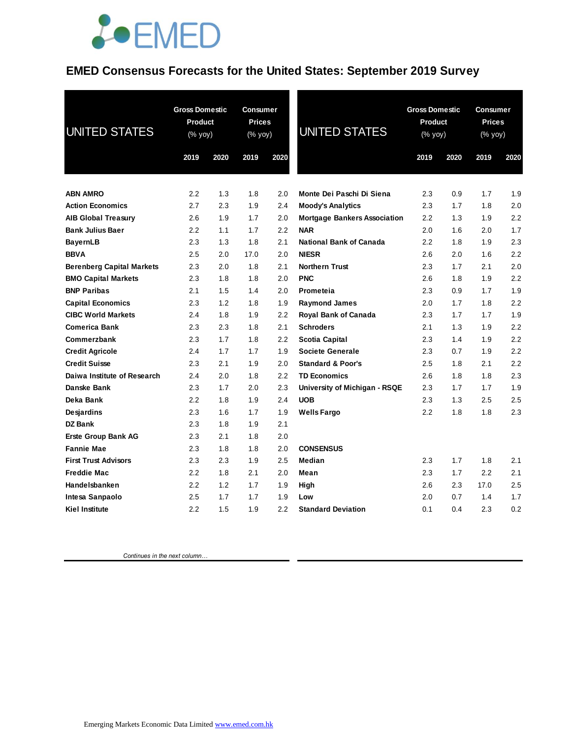# EMED Consensus Forecasts for the United States: September 2019 Survey

| UNITED STATES | Gross Domestic Product (% yoy) | | Consumer Prices (% yoy) | |
|---|---|---|---|---|
| | 2019 | 2020 | 2019 | 2020 |
| ABN AMRO | 2.2 | 1.3 | 1.8 | 2.0 |
| Action Economics | 2.7 | 2.3 | 1.9 | 2.4 |
| AIB Global Treasury | 2.6 | 1.9 | 1.7 | 2.0 |
| Bank Julius Baer | 2.2 | 1.1 | 1.7 | 2.2 |
| BayernLB | 2.3 | 1.3 | 1.8 | 2.1 |
| BBVA | 2.5 | 2.0 | 17.0 | 2.0 |
| Berenberg Capital Markets | 2.3 | 2.0 | 1.8 | 2.1 |
| BMO Capital Markets | 2.3 | 1.8 | 1.8 | 2.0 |
| BNP Paribas | 2.1 | 1.5 | 1.4 | 2.0 |
| Capital Economics | 2.3 | 1.2 | 1.8 | 1.9 |
| CIBC World Markets | 2.4 | 1.8 | 1.9 | 2.2 |
| Comerica Bank | 2.3 | 2.3 | 1.8 | 2.1 |
| Commerzbank | 2.3 | 1.7 | 1.8 | 2.2 |
| Credit Agricole | 2.4 | 1.7 | 1.7 | 1.9 |
| Credit Suisse | 2.3 | 2.1 | 1.9 | 2.0 |
| Daiwa Institute of Research | 2.4 | 2.0 | 1.8 | 2.2 |
| Danske Bank | 2.3 | 1.7 | 2.0 | 2.3 |
| Deka Bank | 2.2 | 1.8 | 1.9 | 2.4 |
| Desjardins | 2.3 | 1.6 | 1.7 | 1.9 |
| DZ Bank | 2.3 | 1.8 | 1.9 | 2.1 |
| Erste Group Bank AG | 2.3 | 2.1 | 1.8 | 2.0 |
| Fannie Mae | 2.3 | 1.8 | 1.8 | 2.0 |
| First Trust Advisors | 2.3 | 2.3 | 1.9 | 2.5 |
| Freddie Mac | 2.2 | 1.8 | 2.1 | 2.0 |
| Handelsbanken | 2.2 | 1.2 | 1.7 | 1.9 |
| Intesa Sanpaolo | 2.5 | 1.7 | 1.7 | 1.9 |
| Kiel Institute | 2.2 | 1.5 | 1.9 | 2.2 |
| Monte Dei Paschi Di Siena | 2.3 | 0.9 | 1.7 | 1.9 |
| Moody's Analytics | 2.3 | 1.7 | 1.8 | 2.0 |
| Mortgage Bankers Association | 2.2 | 1.3 | 1.9 | 2.2 |
| NAR | 2.0 | 1.6 | 2.0 | 1.7 |
| National Bank of Canada | 2.2 | 1.8 | 1.9 | 2.3 |
| NIESR | 2.6 | 2.0 | 1.6 | 2.2 |
| Northern Trust | 2.3 | 1.7 | 2.1 | 2.0 |
| PNC | 2.6 | 1.8 | 1.9 | 2.2 |
| Prometeia | 2.3 | 0.9 | 1.7 | 1.9 |
| Raymond James | 2.0 | 1.7 | 1.8 | 2.2 |
| Royal Bank of Canada | 2.3 | 1.7 | 1.7 | 1.9 |
| Schroders | 2.1 | 1.3 | 1.9 | 2.2 |
| Scotia Capital | 2.3 | 1.4 | 1.9 | 2.2 |
| Societe Generale | 2.3 | 0.7 | 1.9 | 2.2 |
| Standard & Poor's | 2.5 | 1.8 | 2.1 | 2.2 |
| TD Economics | 2.6 | 1.8 | 1.8 | 2.3 |
| University of Michigan - RSQE | 2.3 | 1.7 | 1.7 | 1.9 |
| UOB | 2.3 | 1.3 | 2.5 | 2.5 |
| Wells Fargo | 2.2 | 1.8 | 1.8 | 2.3 |
| **CONSENSUS** | | | | |
| Median | 2.3 | 1.7 | 1.8 | 2.1 |
| Mean | 2.3 | 1.7 | 2.2 | 2.1 |
| High | 2.6 | 2.3 | 17.0 | 2.5 |
| Low | 2.0 | 0.7 | 1.4 | 1.7 |
| Standard Deviation | 0.1 | 0.4 | 2.3 | 0.2 |

*Continues in the next column…*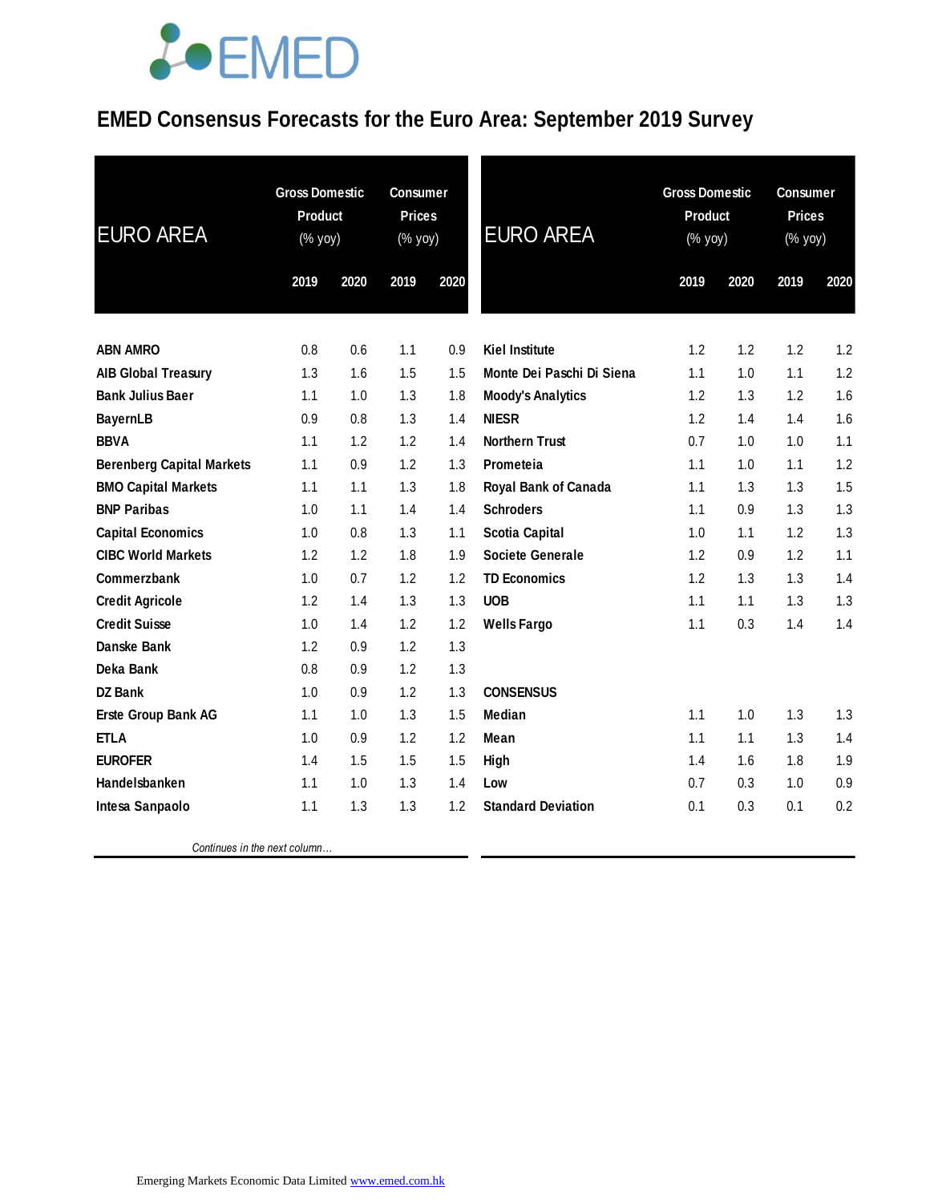# EMED Consensus Forecasts for the Euro Area: September 2019 Survey

| EURO AREA | Gross Domestic Product (% yoy) | | Consumer Prices (% yoy) | |
|---|---|---|---|---|
| | 2019 | 2020 | 2019 | 2020 |
| **ABN AMRO** | 0.8 | 0.6 | 1.1 | 0.9 |
| **AIB Global Treasury** | 1.3 | 1.6 | 1.5 | 1.5 |
| **Bank Julius Baer** | 1.1 | 1.0 | 1.3 | 1.8 |
| **BayernLB** | 0.9 | 0.8 | 1.3 | 1.4 |
| **BBVA** | 1.1 | 1.2 | 1.2 | 1.4 |
| **Berenberg Capital Markets** | 1.1 | 0.9 | 1.2 | 1.3 |
| **BMO Capital Markets** | 1.1 | 1.1 | 1.3 | 1.8 |
| **BNP Paribas** | 1.0 | 1.1 | 1.4 | 1.4 |
| **Capital Economics** | 1.0 | 0.8 | 1.3 | 1.1 |
| **CIBC World Markets** | 1.2 | 1.2 | 1.8 | 1.9 |
| **Commerzbank** | 1.0 | 0.7 | 1.2 | 1.2 |
| **Credit Agricole** | 1.2 | 1.4 | 1.3 | 1.3 |
| **Credit Suisse** | 1.0 | 1.4 | 1.2 | 1.2 |
| **Danske Bank** | 1.2 | 0.9 | 1.2 | 1.3 |
| **Deka Bank** | 0.8 | 0.9 | 1.2 | 1.3 |
| **DZ Bank** | 1.0 | 0.9 | 1.2 | 1.3 |
| **Erste Group Bank AG** | 1.1 | 1.0 | 1.3 | 1.5 |
| **ETLA** | 1.0 | 0.9 | 1.2 | 1.2 |
| **EUROFER** | 1.4 | 1.5 | 1.5 | 1.5 |
| **Handelsbanken** | 1.1 | 1.0 | 1.3 | 1.4 |
| **Intesa Sanpaolo** | 1.1 | 1.3 | 1.3 | 1.2 |
| **Kiel Institute** | 1.2 | 1.2 | 1.2 | 1.2 |
| **Monte Dei Paschi Di Siena** | 1.1 | 1.0 | 1.1 | 1.2 |
| **Moody's Analytics** | 1.2 | 1.3 | 1.2 | 1.6 |
| **NIESR** | 1.2 | 1.4 | 1.4 | 1.6 |
| **Northern Trust** | 0.7 | 1.0 | 1.0 | 1.1 |
| **Prometeia** | 1.1 | 1.0 | 1.1 | 1.2 |
| **Royal Bank of Canada** | 1.1 | 1.3 | 1.3 | 1.5 |
| **Schroders** | 1.1 | 0.9 | 1.3 | 1.3 |
| **Scotia Capital** | 1.0 | 1.1 | 1.2 | 1.3 |
| **Societe Generale** | 1.2 | 0.9 | 1.2 | 1.1 |
| **TD Economics** | 1.2 | 1.3 | 1.3 | 1.4 |
| **UOB** | 1.1 | 1.1 | 1.3 | 1.3 |
| **Wells Fargo** | 1.1 | 0.3 | 1.4 | 1.4 |
| **CONSENSUS** | | | | |
| **Median** | 1.1 | 1.0 | 1.3 | 1.3 |
| **Mean** | 1.1 | 1.1 | 1.3 | 1.4 |
| **High** | 1.4 | 1.6 | 1.8 | 1.9 |
| **Low** | 0.7 | 0.3 | 1.0 | 0.9 |
| **Standard Deviation** | 0.1 | 0.3 | 0.1 | 0.2 |

Emerging Markets Economic Data Limited www.emed.com.hk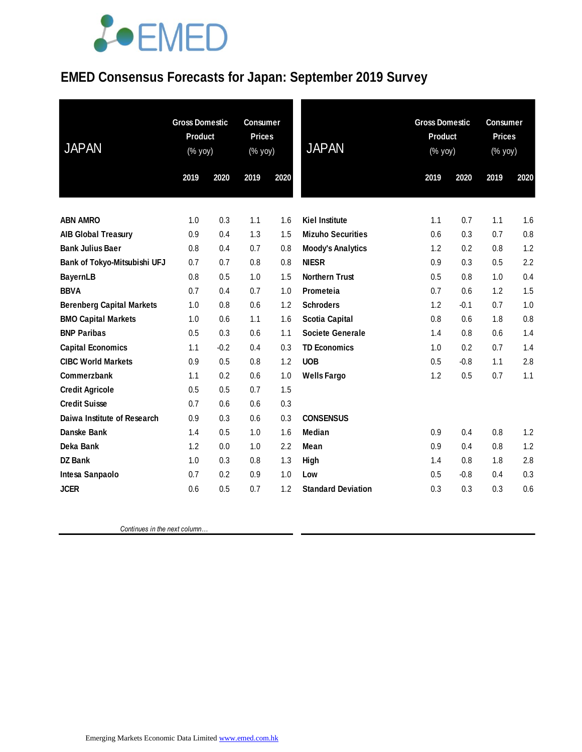# EMED Consensus Forecasts for Japan: September 2019 Survey

| JAPAN | Gross Domestic Product (% yoy) | | Consumer Prices (% yoy) | |
|---|---|---|---|---|
| | 2019 | 2020 | 2019 | 2020 |
| ABN AMRO | 1.0 | 0.3 | 1.1 | 1.6 |
| AIB Global Treasury | 0.9 | 0.4 | 1.3 | 1.5 |
| Bank Julius Baer | 0.8 | 0.4 | 0.7 | 0.8 |
| Bank of Tokyo-Mitsubishi UFJ | 0.7 | 0.7 | 0.8 | 0.8 |
| BayernLB | 0.8 | 0.5 | 1.0 | 1.5 |
| BBVA | 0.7 | 0.4 | 0.7 | 1.0 |
| Berenberg Capital Markets | 1.0 | 0.8 | 0.6 | 1.2 |
| BMO Capital Markets | 1.0 | 0.6 | 1.1 | 1.6 |
| BNP Paribas | 0.5 | 0.3 | 0.6 | 1.1 |
| Capital Economics | 1.1 | -0.2 | 0.4 | 0.3 |
| CIBC World Markets | 0.9 | 0.5 | 0.8 | 1.2 |
| Commerzbank | 1.1 | 0.2 | 0.6 | 1.0 |
| Credit Agricole | 0.5 | 0.5 | 0.7 | 1.5 |
| Credit Suisse | 0.7 | 0.6 | 0.6 | 0.3 |
| Daiwa Institute of Research | 0.9 | 0.3 | 0.6 | 0.3 |
| Danske Bank | 1.4 | 0.5 | 1.0 | 1.6 |
| Deka Bank | 1.2 | 0.0 | 1.0 | 2.2 |
| DZ Bank | 1.0 | 0.3 | 0.8 | 1.3 |
| Intesa Sanpaolo | 0.7 | 0.2 | 0.9 | 1.0 |
| JCER | 0.6 | 0.5 | 0.7 | 1.2 |
| Kiel Institute | 1.1 | 0.7 | 1.1 | 1.6 |
| Mizuho Securities | 0.6 | 0.3 | 0.7 | 0.8 |
| Moody's Analytics | 1.2 | 0.2 | 0.8 | 1.2 |
| NIESR | 0.9 | 0.3 | 0.5 | 2.2 |
| Northern Trust | 0.5 | 0.8 | 1.0 | 0.4 |
| Prometeia | 0.7 | 0.6 | 1.2 | 1.5 |
| Schroders | 1.2 | -0.1 | 0.7 | 1.0 |
| Scotia Capital | 0.8 | 0.6 | 1.8 | 0.8 |
| Societe Generale | 1.4 | 0.8 | 0.6 | 1.4 |
| TD Economics | 1.0 | 0.2 | 0.7 | 1.4 |
| UOB | 0.5 | -0.8 | 1.1 | 2.8 |
| Wells Fargo | 1.2 | 0.5 | 0.7 | 1.1 |
| **CONSENSUS** | | | | |
| Median | 0.9 | 0.4 | 0.8 | 1.2 |
| Mean | 0.9 | 0.4 | 0.8 | 1.2 |
| High | 1.4 | 0.8 | 1.8 | 2.8 |
| Low | 0.5 | -0.8 | 0.4 | 0.3 |
| Standard Deviation | 0.3 | 0.3 | 0.3 | 0.6 |

*Continues in the next column…*

Emerging Markets Economic Data Limited www.emed.com.hk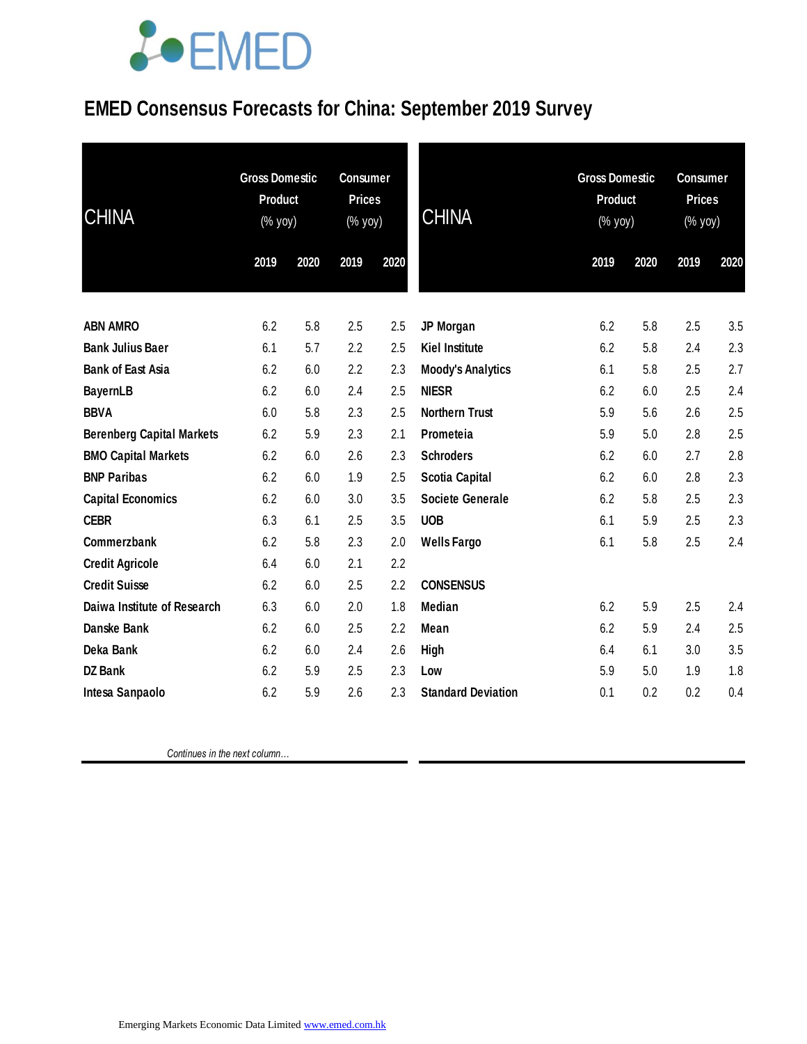# EMED Consensus Forecasts for China: September 2019 Survey

| CHINA | Gross Domestic Product (% yoy) | | Consumer Prices (% yoy) | |
|---|---|---|---|---|
| | 2019 | 2020 | 2019 | 2020 |
| **ABN AMRO** | 6.2 | 5.8 | 2.5 | 2.5 |
| **Bank Julius Baer** | 6.1 | 5.7 | 2.2 | 2.5 |
| **Bank of East Asia** | 6.2 | 6.0 | 2.2 | 2.3 |
| **BayernLB** | 6.2 | 6.0 | 2.4 | 2.5 |
| **BBVA** | 6.0 | 5.8 | 2.3 | 2.5 |
| **Berenberg Capital Markets** | 6.2 | 5.9 | 2.3 | 2.1 |
| **BMO Capital Markets** | 6.2 | 6.0 | 2.6 | 2.3 |
| **BNP Paribas** | 6.2 | 6.0 | 1.9 | 2.5 |
| **Capital Economics** | 6.2 | 6.0 | 3.0 | 3.5 |
| **CEBR** | 6.3 | 6.1 | 2.5 | 3.5 |
| **Commerzbank** | 6.2 | 5.8 | 2.3 | 2.0 |
| **Credit Agricole** | 6.4 | 6.0 | 2.1 | 2.2 |
| **Credit Suisse** | 6.2 | 6.0 | 2.5 | 2.2 |
| **Daiwa Institute of Research** | 6.3 | 6.0 | 2.0 | 1.8 |
| **Danske Bank** | 6.2 | 6.0 | 2.5 | 2.2 |
| **Deka Bank** | 6.2 | 6.0 | 2.4 | 2.6 |
| **DZ Bank** | 6.2 | 5.9 | 2.5 | 2.3 |
| **Intesa Sanpaolo** | 6.2 | 5.9 | 2.6 | 2.3 |
| **JP Morgan** | 6.2 | 5.8 | 2.5 | 3.5 |
| **Kiel Institute** | 6.2 | 5.8 | 2.4 | 2.3 |
| **Moody's Analytics** | 6.1 | 5.8 | 2.5 | 2.7 |
| **NIESR** | 6.2 | 6.0 | 2.5 | 2.4 |
| **Northern Trust** | 5.9 | 5.6 | 2.6 | 2.5 |
| **Prometeia** | 5.9 | 5.0 | 2.8 | 2.5 |
| **Schroders** | 6.2 | 6.0 | 2.7 | 2.8 |
| **Scotia Capital** | 6.2 | 6.0 | 2.8 | 2.3 |
| **Societe Generale** | 6.2 | 5.8 | 2.5 | 2.3 |
| **UOB** | 6.1 | 5.9 | 2.5 | 2.3 |
| **Wells Fargo** | 6.1 | 5.8 | 2.5 | 2.4 |
| **CONSENSUS** | | | | |
| **Median** | 6.2 | 5.9 | 2.5 | 2.4 |
| **Mean** | 6.2 | 5.9 | 2.4 | 2.5 |
| **High** | 6.4 | 6.1 | 3.0 | 3.5 |
| **Low** | 5.9 | 5.0 | 1.9 | 1.8 |
| **Standard Deviation** | 0.1 | 0.2 | 0.2 | 0.4 |

*Continues in the next column…*

Emerging Markets Economic Data Limited www.emed.com.hk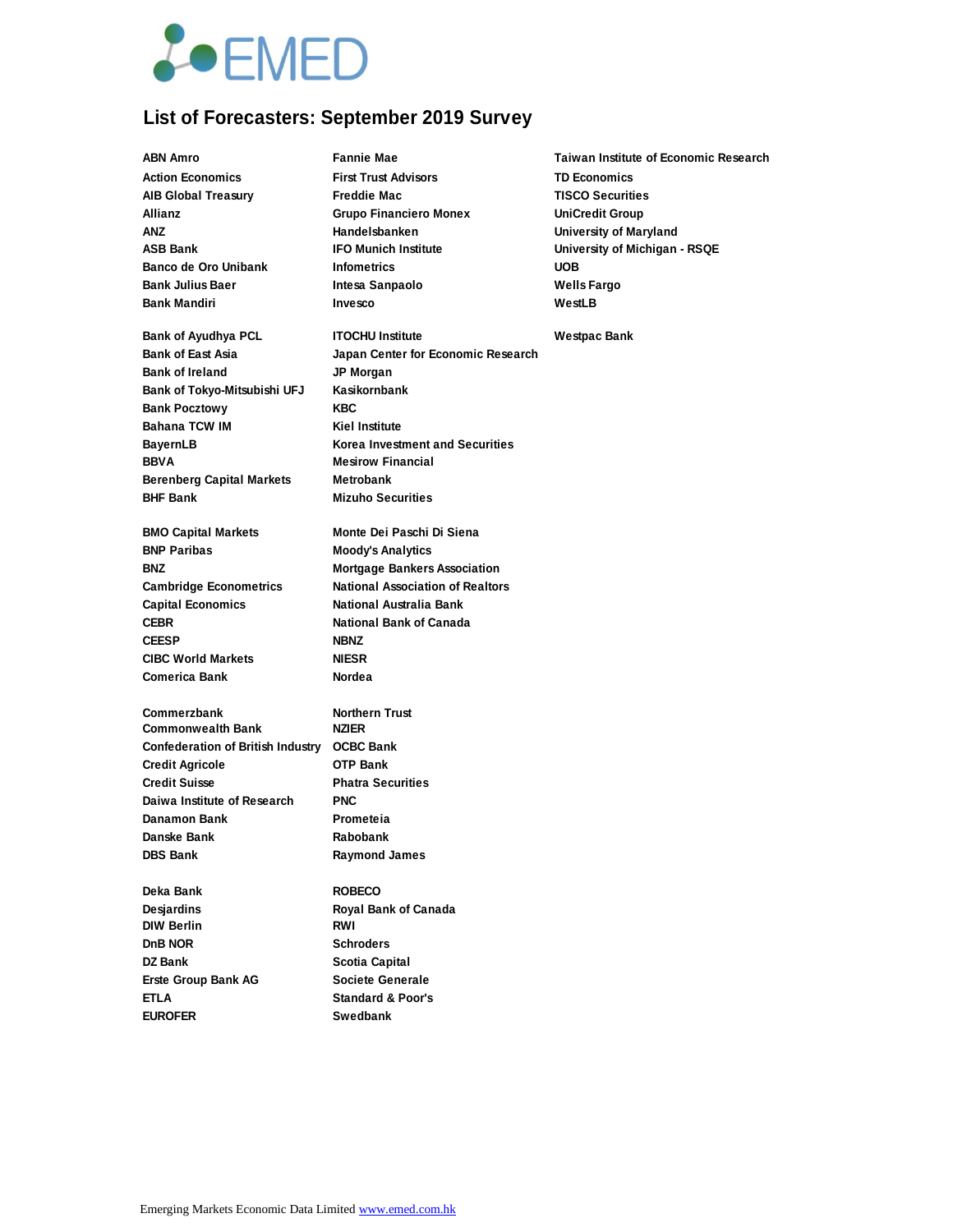EMED

# List of Forecasters: September 2019 Survey

ABN Amro
Action Economics
AIB Global Treasury
Allianz
ANZ
ASB Bank
Banco de Oro Unibank
Bank Julius Baer
Bank Mandiri

Bank of Ayudhya PCL
Bank of East Asia
Bank of Ireland
Bank of Tokyo-Mitsubishi UFJ
Bank Pocztowy
Bahana TCW IM
BayernLB
BBVA
Berenberg Capital Markets
BHF Bank

BMO Capital Markets
BNP Paribas
BNZ
Cambridge Econometrics
Capital Economics
CEBR
CEESP
CIBC World Markets
Comerica Bank

Commerzbank
Commonwealth Bank
Confederation of British Industry
Credit Agricole
Credit Suisse
Daiwa Institute of Research
Danamon Bank
Danske Bank
DBS Bank

Deka Bank
Desjardins
DIW Berlin
DnB NOR
DZ Bank
Erste Group Bank AG
ETLA
EUROFER

Fannie Mae
First Trust Advisors
Freddie Mac
Grupo Financiero Monex
Handelsbanken
IFO Munich Institute
Infometrics
Intesa Sanpaolo
Invesco

ITOCHU Institute
Japan Center for Economic Research
JP Morgan
Kasikornbank
KBC
Kiel Institute
Korea Investment and Securities
Mesirow Financial
Metrobank
Mizuho Securities

Monte Dei Paschi Di Siena
Moody's Analytics
Mortgage Bankers Association
National Association of Realtors
National Australia Bank
National Bank of Canada
NBNZ
NIESR
Nordea

Northern Trust
NZIER
OCBC Bank
OTP Bank
Phatra Securities
PNC
Prometeia
Rabobank
Raymond James

ROBECO
Royal Bank of Canada
RWI
Schroders
Scotia Capital
Societe Generale
Standard & Poor's
Swedbank

Taiwan Institute of Economic Research
TD Economics
TISCO Securities
UniCredit Group
University of Maryland
University of Michigan - RSQE
UOB
Wells Fargo
WestLB

Westpac Bank

Emerging Markets Economic Data Limited www.emed.com.hk